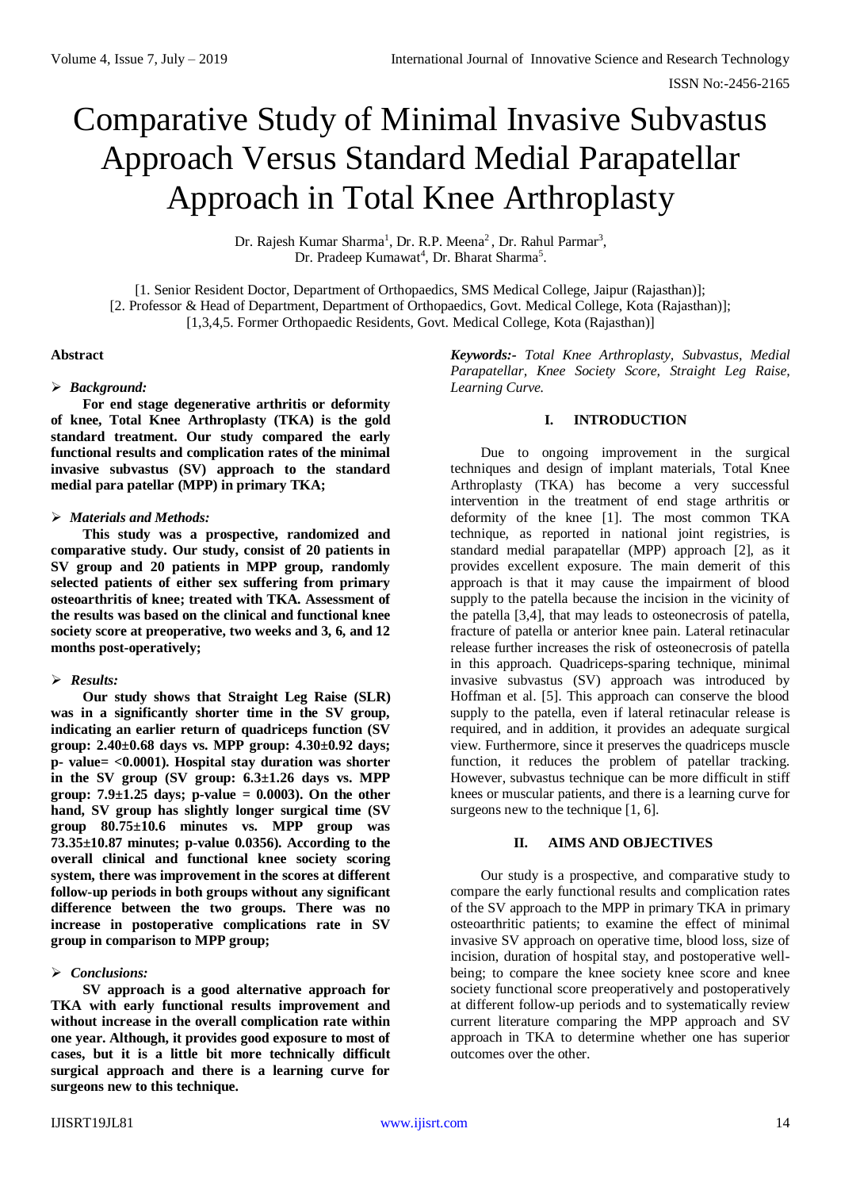# Comparative Study of Minimal Invasive Subvastus Approach Versus Standard Medial Parapatellar Approach in Total Knee Arthroplasty

Dr. Rajesh Kumar Sharma[1], Dr. R.P. Meena[2], Dr. Rahul Parmar[3], Dr. Pradeep Kumawat[4], Dr. Bharat Sharma[5].

[1. Senior Resident Doctor, Department of Orthopaedics, SMS Medical College, Jaipur (Rajasthan)];
[2. Professor & Head of Department, Department of Orthopaedics, Govt. Medical College, Kota (Rajasthan)];
[1,3,4,5. Former Orthopaedic Residents, Govt. Medical College, Kota (Rajasthan)]

**Abstract**

- ***Background:***

**For end stage degenerative arthritis or deformity of knee, Total Knee Arthroplasty (TKA) is the gold standard treatment. Our study compared the early functional results and complication rates of the minimal invasive subvastus (SV) approach to the standard medial para patellar (MPP) in primary TKA;**

- ***Materials and Methods:***

**This study was a prospective, randomized and comparative study. Our study, consist of 20 patients in SV group and 20 patients in MPP group, randomly selected patients of either sex suffering from primary osteoarthritis of knee; treated with TKA. Assessment of the results was based on the clinical and functional knee society score at preoperative, two weeks and 3, 6, and 12 months post-operatively;**

- ***Results:***

**Our study shows that Straight Leg Raise (SLR) was in a significantly shorter time in the SV group, indicating an earlier return of quadriceps function (SV group: 2.40±0.68 days vs. MPP group: 4.30±0.92 days; p- value= <0.0001). Hospital stay duration was shorter in the SV group (SV group: 6.3±1.26 days vs. MPP group: 7.9±1.25 days; p-value = 0.0003). On the other hand, SV group has slightly longer surgical time (SV group 80.75±10.6 minutes vs. MPP group was 73.35±10.87 minutes; p-value 0.0356). According to the overall clinical and functional knee society scoring system, there was improvement in the scores at different follow-up periods in both groups without any significant difference between the two groups. There was no increase in postoperative complications rate in SV group in comparison to MPP group;**

- ***Conclusions:***

**SV approach is a good alternative approach for TKA with early functional results improvement and without increase in the overall complication rate within one year. Although, it provides good exposure to most of cases, but it is a little bit more technically difficult surgical approach and there is a learning curve for surgeons new to this technique.**

***Keywords:-*** *Total Knee Arthroplasty, Subvastus, Medial Parapatellar, Knee Society Score, Straight Leg Raise, Learning Curve.*

## I. INTRODUCTION

Due to ongoing improvement in the surgical techniques and design of implant materials, Total Knee Arthroplasty (TKA) has become a very successful intervention in the treatment of end stage arthritis or deformity of the knee [1]. The most common TKA technique, as reported in national joint registries, is standard medial parapatellar (MPP) approach [2], as it provides excellent exposure. The main demerit of this approach is that it may cause the impairment of blood supply to the patella because the incision in the vicinity of the patella [3,4], that may leads to osteonecrosis of patella, fracture of patella or anterior knee pain. Lateral retinacular release further increases the risk of osteonecrosis of patella in this approach. Quadriceps-sparing technique, minimal invasive subvastus (SV) approach was introduced by Hoffman et al. [5]. This approach can conserve the blood supply to the patella, even if lateral retinacular release is required, and in addition, it provides an adequate surgical view. Furthermore, since it preserves the quadriceps muscle function, it reduces the problem of patellar tracking. However, subvastus technique can be more difficult in stiff knees or muscular patients, and there is a learning curve for surgeons new to the technique [1, 6].

## II. AIMS AND OBJECTIVES

Our study is a prospective, and comparative study to compare the early functional results and complication rates of the SV approach to the MPP in primary TKA in primary osteoarthritic patients; to examine the effect of minimal invasive SV approach on operative time, blood loss, size of incision, duration of hospital stay, and postoperative well-being; to compare the knee society knee score and knee society functional score preoperatively and postoperatively at different follow-up periods and to systematically review current literature comparing the MPP approach and SV approach in TKA to determine whether one has superior outcomes over the other.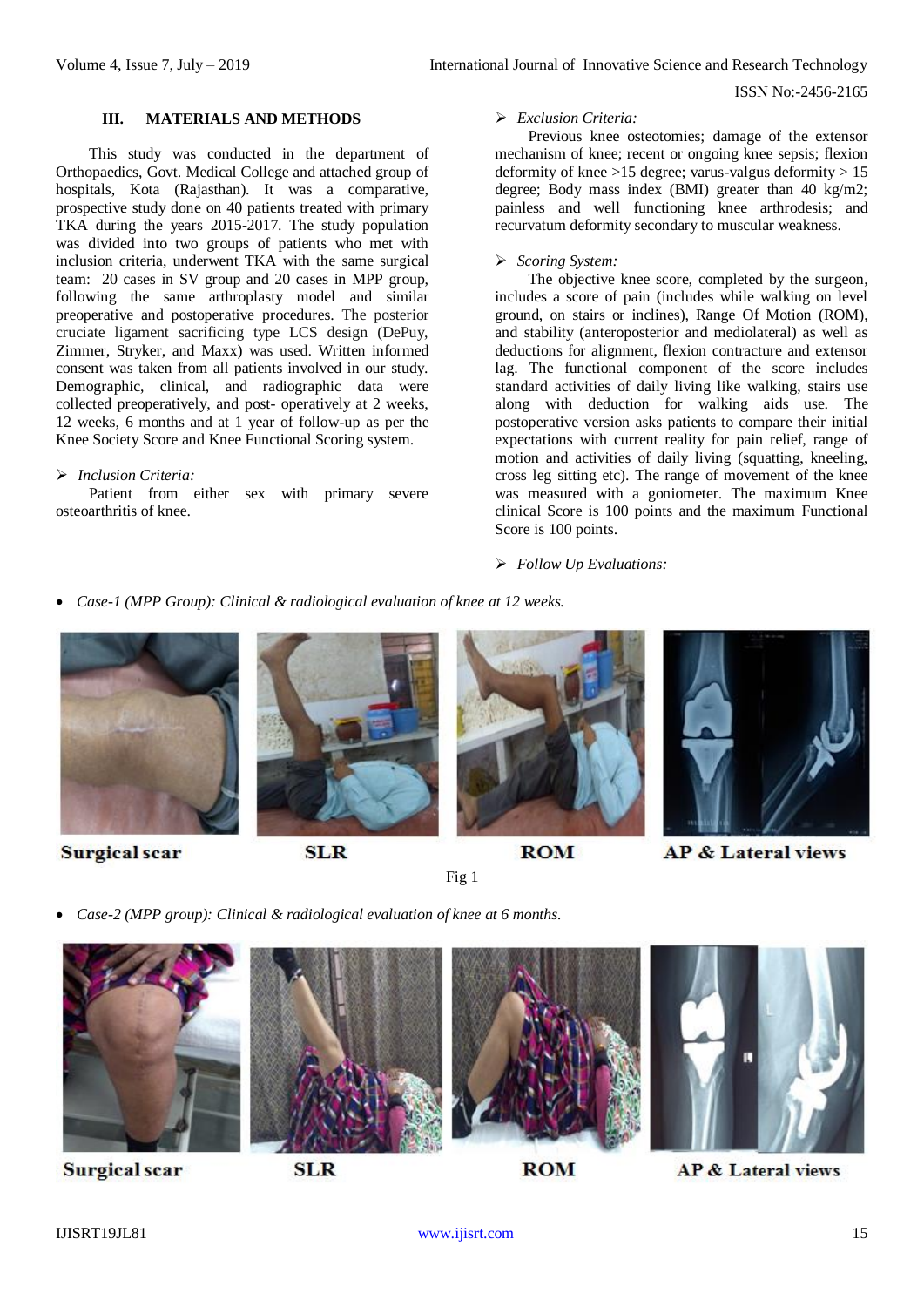## III. MATERIALS AND METHODS

This study was conducted in the department of Orthopaedics, Govt. Medical College and attached group of hospitals, Kota (Rajasthan). It was a comparative, prospective study done on 40 patients treated with primary TKA during the years 2015-2017. The study population was divided into two groups of patients who met with inclusion criteria, underwent TKA with the same surgical team: 20 cases in SV group and 20 cases in MPP group, following the same arthroplasty model and similar preoperative and postoperative procedures. The posterior cruciate ligament sacrificing type LCS design (DePuy, Zimmer, Stryker, and Maxx) was used. Written informed consent was taken from all patients involved in our study. Demographic, clinical, and radiographic data were collected preoperatively, and post- operatively at 2 weeks, 12 weeks, 6 months and at 1 year of follow-up as per the Knee Society Score and Knee Functional Scoring system.

- *Inclusion Criteria:*

Patient from either sex with primary severe osteoarthritis of knee.

- *Exclusion Criteria:*

Previous knee osteotomies; damage of the extensor mechanism of knee; recent or ongoing knee sepsis; flexion deformity of knee >15 degree; varus-valgus deformity > 15 degree; Body mass index (BMI) greater than 40 kg/m2; painless and well functioning knee arthrodesis; and recurvatum deformity secondary to muscular weakness.

- *Scoring System:*

The objective knee score, completed by the surgeon, includes a score of pain (includes while walking on level ground, on stairs or inclines), Range Of Motion (ROM), and stability (anteroposterior and mediolateral) as well as deductions for alignment, flexion contracture and extensor lag. The functional component of the score includes standard activities of daily living like walking, stairs use along with deduction for walking aids use. The postoperative version asks patients to compare their initial expectations with current reality for pain relief, range of motion and activities of daily living (squatting, kneeling, cross leg sitting etc). The range of movement of the knee was measured with a goniometer. The maximum Knee clinical Score is 100 points and the maximum Functional Score is 100 points.

- *Follow Up Evaluations:*

- *Case-1 (MPP Group): Clinical & radiological evaluation of knee at 12 weeks.*

Surgical scar | SLR | ROM | AP & Lateral views

Fig 1

- *Case-2 (MPP group): Clinical & radiological evaluation of knee at 6 months.*

Surgical scar | SLR | ROM | AP & Lateral views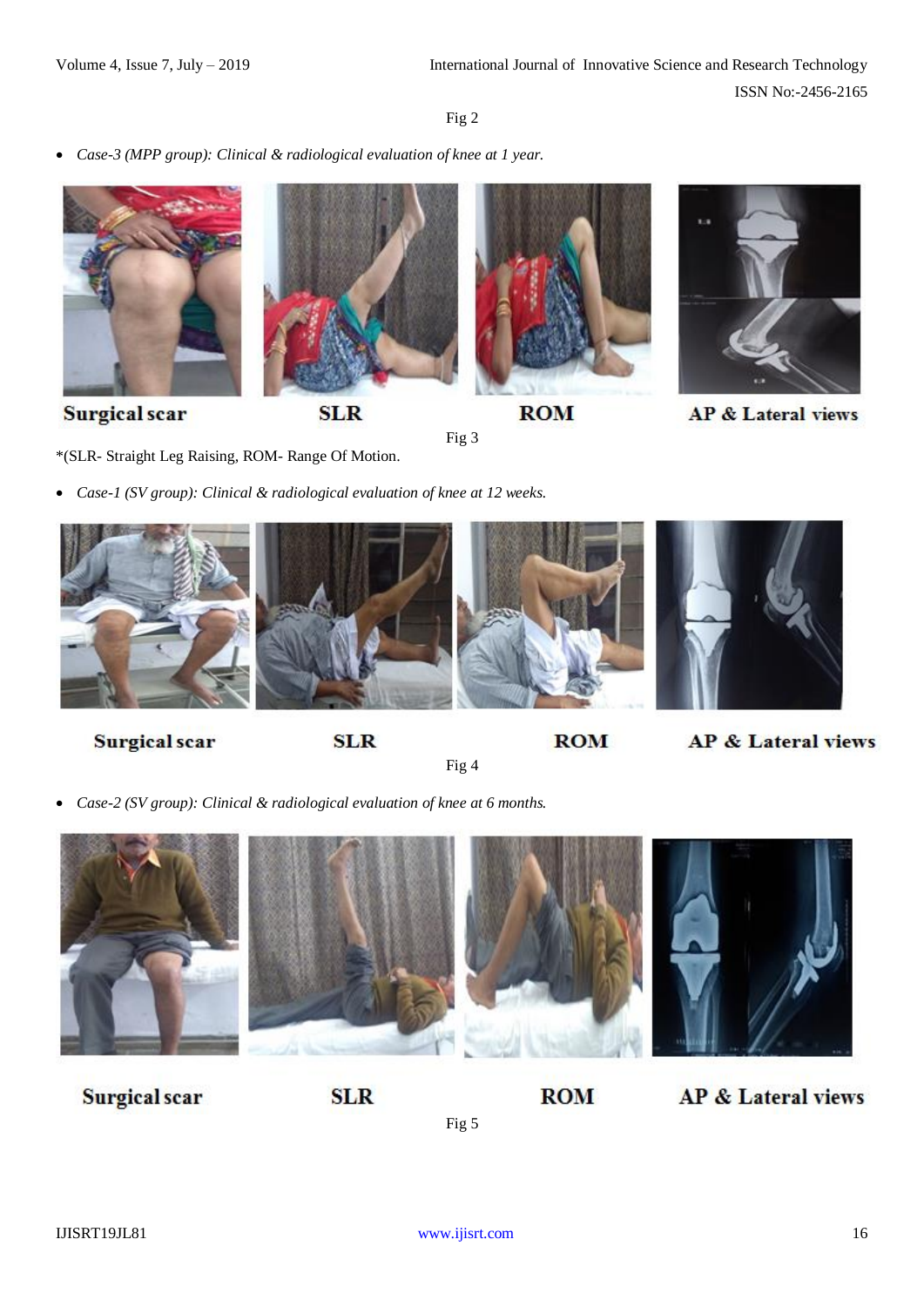Fig 2

- *Case-3 (MPP group): Clinical & radiological evaluation of knee at 1 year.*

Surgical scar SLR ROM AP & Lateral views

Fig 3

*(SLR- Straight Leg Raising, ROM- Range Of Motion.

- *Case-1 (SV group): Clinical & radiological evaluation of knee at 12 weeks.*

Surgical scar SLR ROM AP & Lateral views

Fig 4

- *Case-2 (SV group): Clinical & radiological evaluation of knee at 6 months.*

Surgical scar SLR ROM AP & Lateral views

Fig 5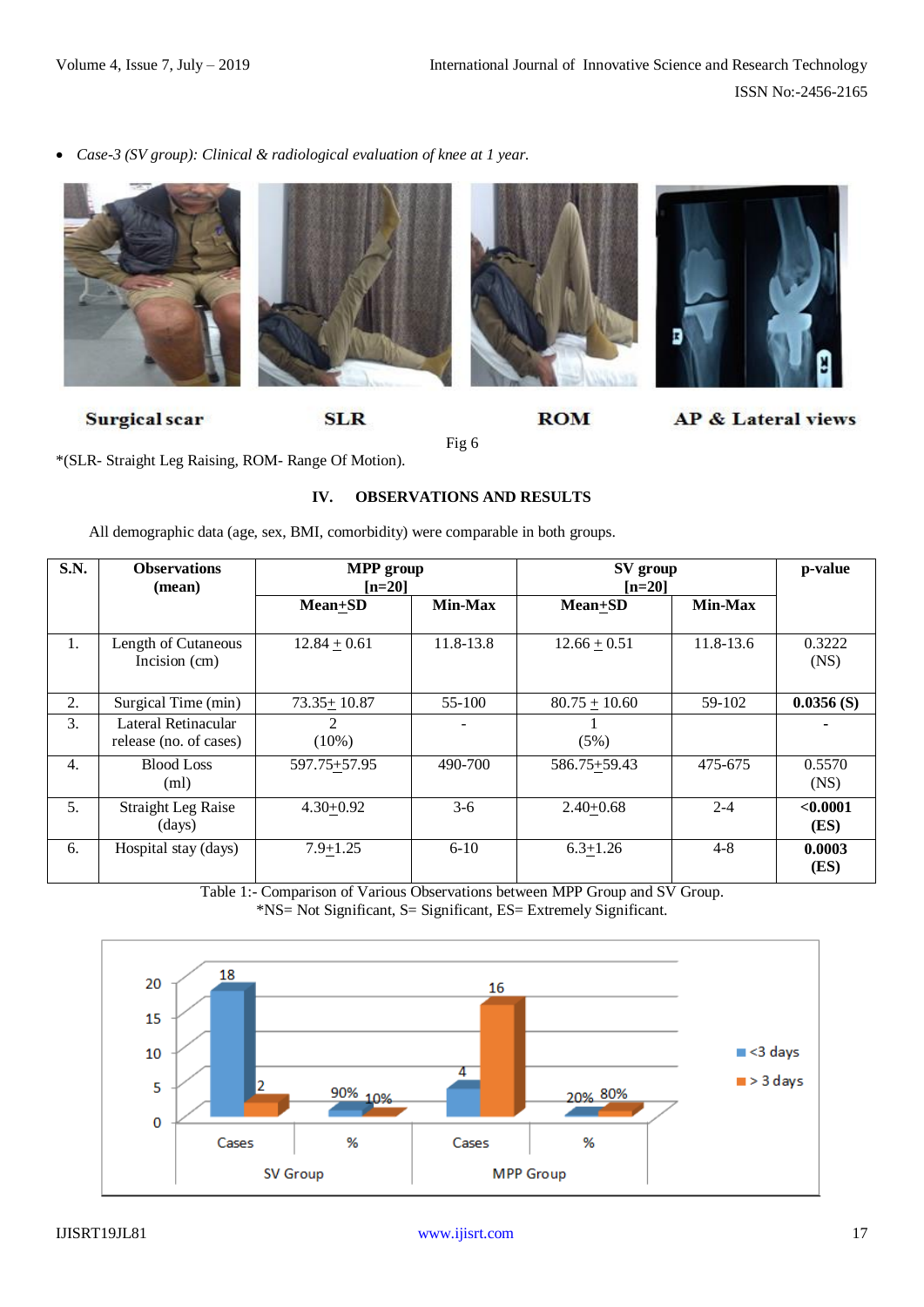- *Case-3 (SV group): Clinical & radiological evaluation of knee at 1 year.*

Surgical scar    SLR    ROM    AP & Lateral views

Fig 6

*(SLR- Straight Leg Raising, ROM- Range Of Motion).

## IV. OBSERVATIONS AND RESULTS

All demographic data (age, sex, BMI, comorbidity) were comparable in both groups.

| S.N. | Observations (mean) | MPP group [n=20] | | SV group [n=20] | | p-value |
|---|---|---|---|---|---|---|
| | | Mean+SD | Min-Max | Mean+SD | Min-Max | |
| 1. | Length of Cutaneous Incision (cm) | 12.84 + 0.61 | 11.8-13.8 | 12.66 + 0.51 | 11.8-13.6 | 0.3222 (NS) |
| 2. | Surgical Time (min) | 73.35+ 10.87 | 55-100 | 80.75 + 10.60 | 59-102 | **0.0356 (S)** |
| 3. | Lateral Retinacular release (no. of cases) | 2 (10%) | - | 1 (5%) | | - |
| 4. | Blood Loss (ml) | 597.75+57.95 | 490-700 | 586.75+59.43 | 475-675 | 0.5570 (NS) |
| 5. | Straight Leg Raise (days) | 4.30+0.92 | 3-6 | 2.40+0.68 | 2-4 | **<0.0001 (ES)** |
| 6. | Hospital stay (days) | 7.9+1.25 | 6-10 | 6.3+1.26 | 4-8 | **0.0003 (ES)** |

Table 1:- Comparison of Various Observations between MPP Group and SV Group.
*NS= Not Significant, S= Significant, ES= Extremely Significant.

| | SV Group Cases | SV Group % | MPP Group Cases | MPP Group % |
|---|---|---|---|---|
| <3 days | 18 | 90% | 4 | 20% |
| > 3 days | 2 | 10% | 16 | 80% |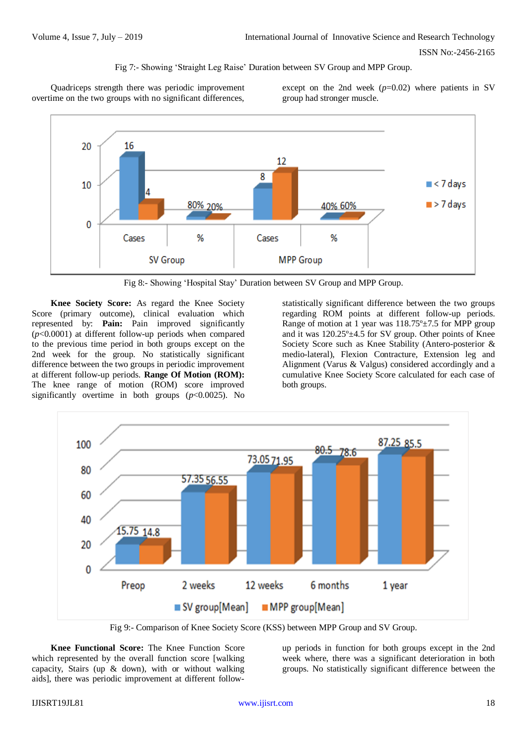Fig 7:- Showing 'Straight Leg Raise' Duration between SV Group and MPP Group.

Quadriceps strength there was periodic improvement overtime on the two groups with no significant differences, except on the 2nd week ($p$=0.02) where patients in SV group had stronger muscle.

Fig 8:- Showing 'Hospital Stay' Duration between SV Group and MPP Group.

**Knee Society Score:** As regard the Knee Society Score (primary outcome), clinical evaluation which represented by: **Pain:** Pain improved significantly ($p$<0.0001) at different follow-up periods when compared to the previous time period in both groups except on the 2nd week for the group. No statistically significant difference between the two groups in periodic improvement at different follow-up periods. **Range Of Motion (ROM):** The knee range of motion (ROM) score improved significantly overtime in both groups ($p$<0.0025). No statistically significant difference between the two groups regarding ROM points at different follow-up periods. Range of motion at 1 year was 118.75º±7.5 for MPP group and it was 120.25º±4.5 for SV group. Other points of Knee Society Score such as Knee Stability (Antero-posterior & medio-lateral), Flexion Contracture, Extension leg and Alignment (Varus & Valgus) considered accordingly and a cumulative Knee Society Score calculated for each case of both groups.

Fig 9:- Comparison of Knee Society Score (KSS) between MPP Group and SV Group.

**Knee Functional Score:** The Knee Function Score which represented by the overall function score [walking capacity, Stairs (up & down), with or without walking aids], there was periodic improvement at different follow-up periods in function for both groups except in the 2nd week where, there was a significant deterioration in both groups. No statistically significant difference between the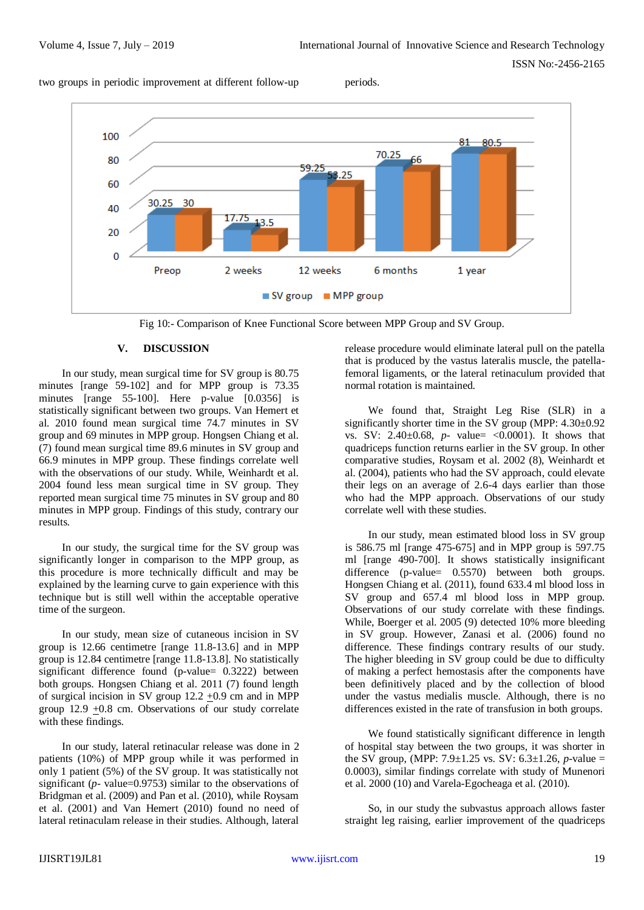two groups in periodic improvement at different follow-up periods.

Fig 10:- Comparison of Knee Functional Score between MPP Group and SV Group.

## V. DISCUSSION

In our study, mean surgical time for SV group is 80.75 minutes [range 59-102] and for MPP group is 73.35 minutes [range 55-100]. Here p-value [0.0356] is statistically significant between two groups. Van Hemert et al. 2010 found mean surgical time 74.7 minutes in SV group and 69 minutes in MPP group. Hongsen Chiang et al. (7) found mean surgical time 89.6 minutes in SV group and 66.9 minutes in MPP group. These findings correlate well with the observations of our study. While, Weinhardt et al. 2004 found less mean surgical time in SV group. They reported mean surgical time 75 minutes in SV group and 80 minutes in MPP group. Findings of this study, contrary our results.

In our study, the surgical time for the SV group was significantly longer in comparison to the MPP group, as this procedure is more technically difficult and may be explained by the learning curve to gain experience with this technique but is still well within the acceptable operative time of the surgeon.

In our study, mean size of cutaneous incision in SV group is 12.66 centimetre [range 11.8-13.6] and in MPP group is 12.84 centimetre [range 11.8-13.8]. No statistically significant difference found (p-value= 0.3222) between both groups. Hongsen Chiang et al. 2011 (7) found length of surgical incision in SV group 12.2 $\pm$0.9 cm and in MPP group 12.9 $\pm$0.8 cm. Observations of our study correlate with these findings.

In our study, lateral retinacular release was done in 2 patients (10%) of MPP group while it was performed in only 1 patient (5%) of the SV group. It was statistically not significant (*p*- value=0.9753) similar to the observations of Bridgman et al. (2009) and Pan et al. (2010), while Roysam et al. (2001) and Van Hemert (2010) found no need of lateral retinaculam release in their studies. Although, lateral release procedure would eliminate lateral pull on the patella that is produced by the vastus lateralis muscle, the patella-femoral ligaments, or the lateral retinaculum provided that normal rotation is maintained.

We found that, Straight Leg Rise (SLR) in a significantly shorter time in the SV group (MPP: 4.30±0.92 vs. SV: 2.40±0.68, *p*- value= <0.0001). It shows that quadriceps function returns earlier in the SV group. In other comparative studies, Roysam et al. 2002 (8), Weinhardt et al. (2004), patients who had the SV approach, could elevate their legs on an average of 2.6-4 days earlier than those who had the MPP approach. Observations of our study correlate well with these studies.

In our study, mean estimated blood loss in SV group is 586.75 ml [range 475-675] and in MPP group is 597.75 ml [range 490-700]. It shows statistically insignificant difference (p-value= 0.5570) between both groups. Hongsen Chiang et al. (2011), found 633.4 ml blood loss in SV group and 657.4 ml blood loss in MPP group. Observations of our study correlate with these findings. While, Boerger et al. 2005 (9) detected 10% more bleeding in SV group. However, Zanasi et al. (2006) found no difference. These findings contrary results of our study. The higher bleeding in SV group could be due to difficulty of making a perfect hemostasis after the components have been definitively placed and by the collection of blood under the vastus medialis muscle. Although, there is no differences existed in the rate of transfusion in both groups.

We found statistically significant difference in length of hospital stay between the two groups, it was shorter in the SV group, (MPP: 7.9±1.25 vs. SV: 6.3±1.26, *p*-value = 0.0003), similar findings correlate with study of Munenori et al. 2000 (10) and Varela-Egocheaga et al. (2010).

So, in our study the subvastus approach allows faster straight leg raising, earlier improvement of the quadriceps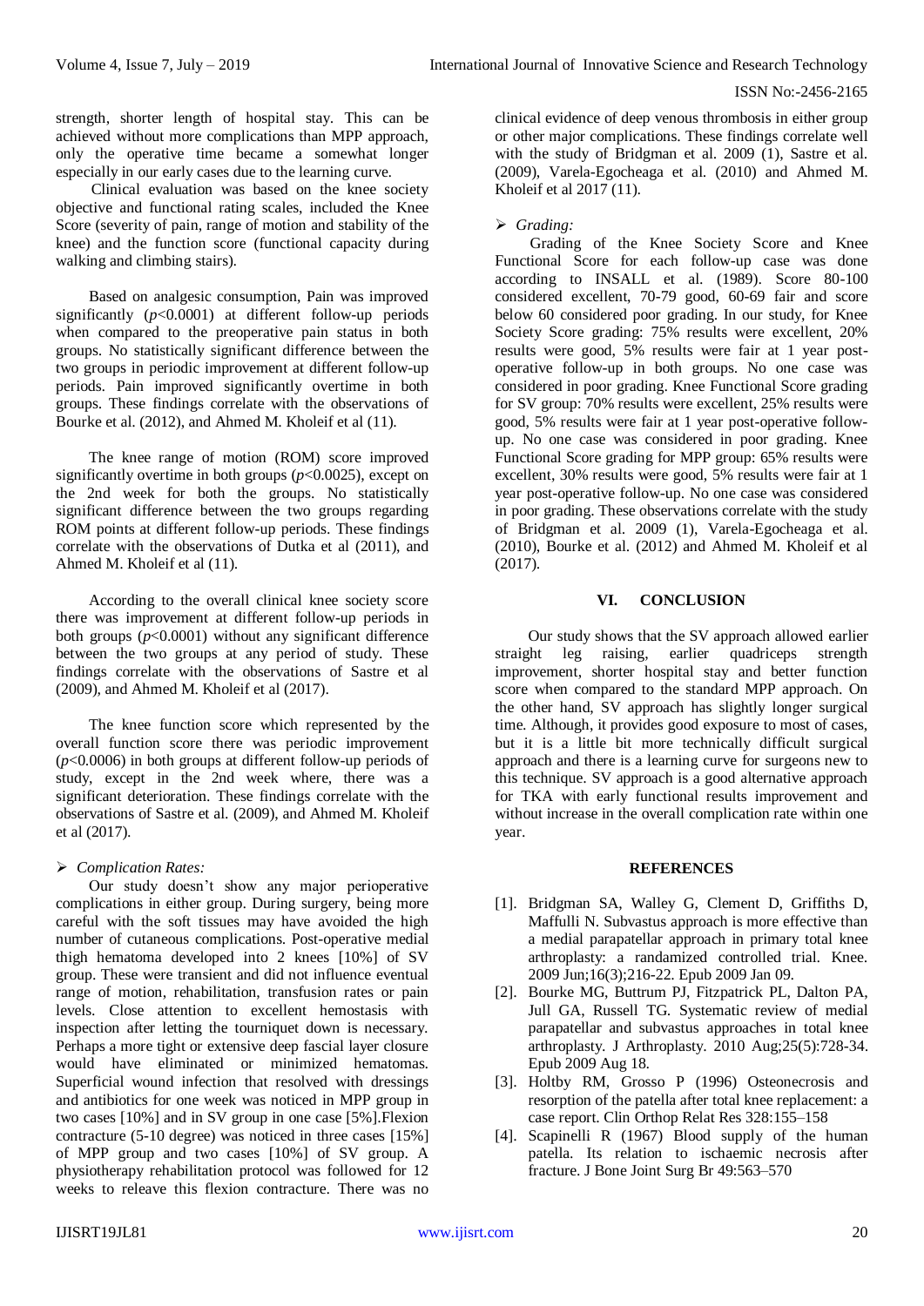strength, shorter length of hospital stay. This can be achieved without more complications than MPP approach, only the operative time became a somewhat longer especially in our early cases due to the learning curve.

Clinical evaluation was based on the knee society objective and functional rating scales, included the Knee Score (severity of pain, range of motion and stability of the knee) and the function score (functional capacity during walking and climbing stairs).

Based on analgesic consumption, Pain was improved significantly ($p$<0.0001) at different follow-up periods when compared to the preoperative pain status in both groups. No statistically significant difference between the two groups in periodic improvement at different follow-up periods. Pain improved significantly overtime in both groups. These findings correlate with the observations of Bourke et al. (2012), and Ahmed M. Kholeif et al (11).

The knee range of motion (ROM) score improved significantly overtime in both groups ($p$<0.0025), except on the 2nd week for both the groups. No statistically significant difference between the two groups regarding ROM points at different follow-up periods. These findings correlate with the observations of Dutka et al (2011), and Ahmed M. Kholeif et al (11).

According to the overall clinical knee society score there was improvement at different follow-up periods in both groups ($p$<0.0001) without any significant difference between the two groups at any period of study. These findings correlate with the observations of Sastre et al (2009), and Ahmed M. Kholeif et al (2017).

The knee function score which represented by the overall function score there was periodic improvement ($p$<0.0006) in both groups at different follow-up periods of study, except in the 2nd week where, there was a significant deterioration. These findings correlate with the observations of Sastre et al. (2009), and Ahmed M. Kholeif et al (2017).

- *Complication Rates:*

Our study doesn't show any major perioperative complications in either group. During surgery, being more careful with the soft tissues may have avoided the high number of cutaneous complications. Post-operative medial thigh hematoma developed into 2 knees [10%] of SV group. These were transient and did not influence eventual range of motion, rehabilitation, transfusion rates or pain levels. Close attention to excellent hemostasis with inspection after letting the tourniquet down is necessary. Perhaps a more tight or extensive deep fascial layer closure would have eliminated or minimized hematomas. Superficial wound infection that resolved with dressings and antibiotics for one week was noticed in MPP group in two cases [10%] and in SV group in one case [5%].Flexion contracture (5-10 degree) was noticed in three cases [15%] of MPP group and two cases [10%] of SV group. A physiotherapy rehabilitation protocol was followed for 12 weeks to releave this flexion contracture. There was no clinical evidence of deep venous thrombosis in either group or other major complications. These findings correlate well with the study of Bridgman et al. 2009 (1), Sastre et al. (2009), Varela-Egocheaga et al. (2010) and Ahmed M. Kholeif et al 2017 (11).

- *Grading:*

Grading of the Knee Society Score and Knee Functional Score for each follow-up case was done according to INSALL et al. (1989). Score 80-100 considered excellent, 70-79 good, 60-69 fair and score below 60 considered poor grading. In our study, for Knee Society Score grading: 75% results were excellent, 20% results were good, 5% results were fair at 1 year post-operative follow-up in both groups. No one case was considered in poor grading. Knee Functional Score grading for SV group: 70% results were excellent, 25% results were good, 5% results were fair at 1 year post-operative follow-up. No one case was considered in poor grading. Knee Functional Score grading for MPP group: 65% results were excellent, 30% results were good, 5% results were fair at 1 year post-operative follow-up. No one case was considered in poor grading. These observations correlate with the study of Bridgman et al. 2009 (1), Varela-Egocheaga et al. (2010), Bourke et al. (2012) and Ahmed M. Kholeif et al (2017).

## VI. CONCLUSION

Our study shows that the SV approach allowed earlier straight leg raising, earlier quadriceps strength improvement, shorter hospital stay and better function score when compared to the standard MPP approach. On the other hand, SV approach has slightly longer surgical time. Although, it provides good exposure to most of cases, but it is a little bit more technically difficult surgical approach and there is a learning curve for surgeons new to this technique. SV approach is a good alternative approach for TKA with early functional results improvement and without increase in the overall complication rate within one year.

## REFERENCES

[1]. Bridgman SA, Walley G, Clement D, Griffiths D, Maffulli N. Subvastus approach is more effective than a medial parapatellar approach in primary total knee arthroplasty: a randamized controlled trial. Knee. 2009 Jun;16(3);216-22. Epub 2009 Jan 09.

[2]. Bourke MG, Buttrum PJ, Fitzpatrick PL, Dalton PA, Jull GA, Russell TG. Systematic review of medial parapatellar and subvastus approaches in total knee arthroplasty. J Arthroplasty. 2010 Aug;25(5):728-34. Epub 2009 Aug 18.

[3]. Holtby RM, Grosso P (1996) Osteonecrosis and resorption of the patella after total knee replacement: a case report. Clin Orthop Relat Res 328:155–158

[4]. Scapinelli R (1967) Blood supply of the human patella. Its relation to ischaemic necrosis after fracture. J Bone Joint Surg Br 49:563–570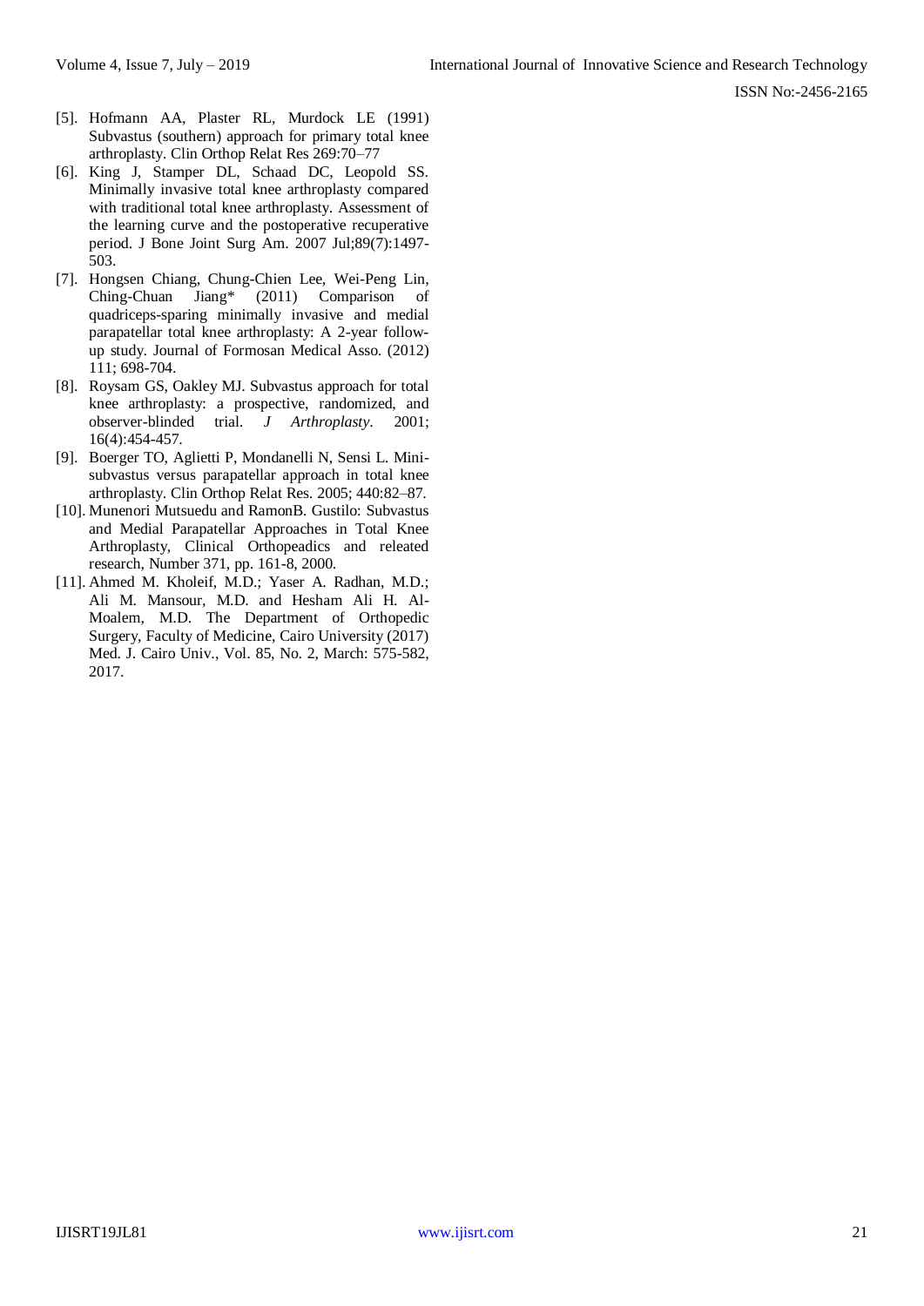[5]. Hofmann AA, Plaster RL, Murdock LE (1991) Subvastus (southern) approach for primary total knee arthroplasty. Clin Orthop Relat Res 269:70–77

[6]. King J, Stamper DL, Schaad DC, Leopold SS. Minimally invasive total knee arthroplasty compared with traditional total knee arthroplasty. Assessment of the learning curve and the postoperative recuperative period. J Bone Joint Surg Am. 2007 Jul;89(7):1497-503.

[7]. Hongsen Chiang, Chung-Chien Lee, Wei-Peng Lin, Ching-Chuan Jiang* (2011) Comparison of quadriceps-sparing minimally invasive and medial parapatellar total knee arthroplasty: A 2-year follow-up study. Journal of Formosan Medical Asso. (2012) 111; 698-704.

[8]. Roysam GS, Oakley MJ. Subvastus approach for total knee arthroplasty: a prospective, randomized, and observer-blinded trial. *J Arthroplasty*. 2001; 16(4):454-457.

[9]. Boerger TO, Aglietti P, Mondanelli N, Sensi L. Mini-subvastus versus parapatellar approach in total knee arthroplasty. Clin Orthop Relat Res. 2005; 440:82–87.

[10]. Munenori Mutsuedu and RamonB. Gustilo: Subvastus and Medial Parapatellar Approaches in Total Knee Arthroplasty, Clinical Orthopeadics and releated research, Number 371, pp. 161-8, 2000.

[11]. Ahmed M. Kholeif, M.D.; Yaser A. Radhan, M.D.; Ali M. Mansour, M.D. and Hesham Ali H. Al-Moalem, M.D. The Department of Orthopedic Surgery, Faculty of Medicine, Cairo University (2017) Med. J. Cairo Univ., Vol. 85, No. 2, March: 575-582, 2017.